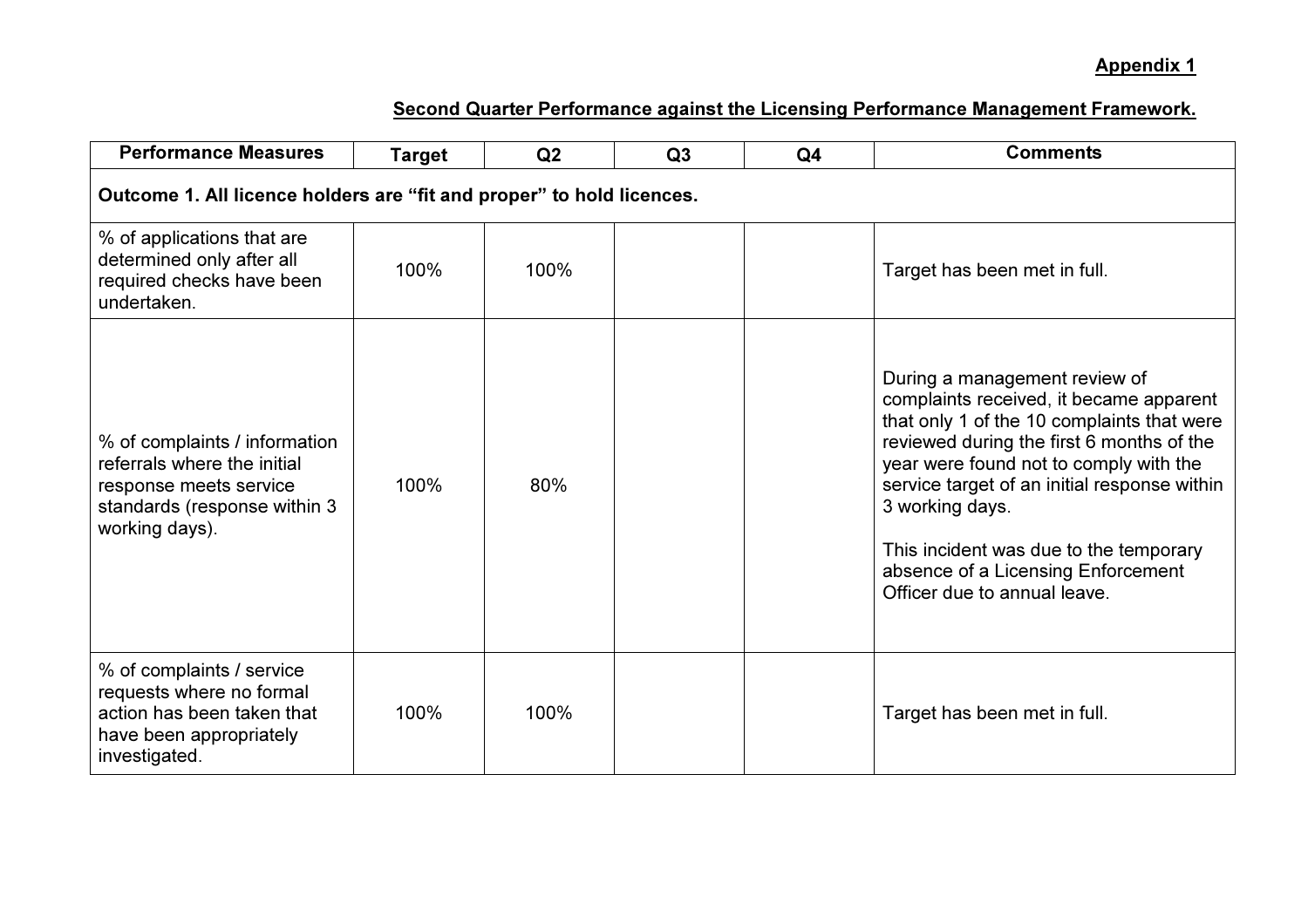**Appendix 1**

**Second Quarter Performance against the Licensing Performance Management Framework.**

| Performance Measures | Target | Q2 | Q3 | Q4 | Comments |
|---|---|---|---|---|---|
| **Outcome 1. All licence holders are "fit and proper" to hold licences.** | | | | | |
| % of applications that are determined only after all required checks have been undertaken. | 100% | 100% | | | Target has been met in full. |
| % of complaints / information referrals where the initial response meets service standards (response within 3 working days). | 100% | 80% | | | During a management review of complaints received, it became apparent that only 1 of the 10 complaints that were reviewed during the first 6 months of the year were found not to comply with the service target of an initial response within 3 working days.<br><br>This incident was due to the temporary absence of a Licensing Enforcement Officer due to annual leave. |
| % of complaints / service requests where no formal action has been taken that have been appropriately investigated. | 100% | 100% | | | Target has been met in full. |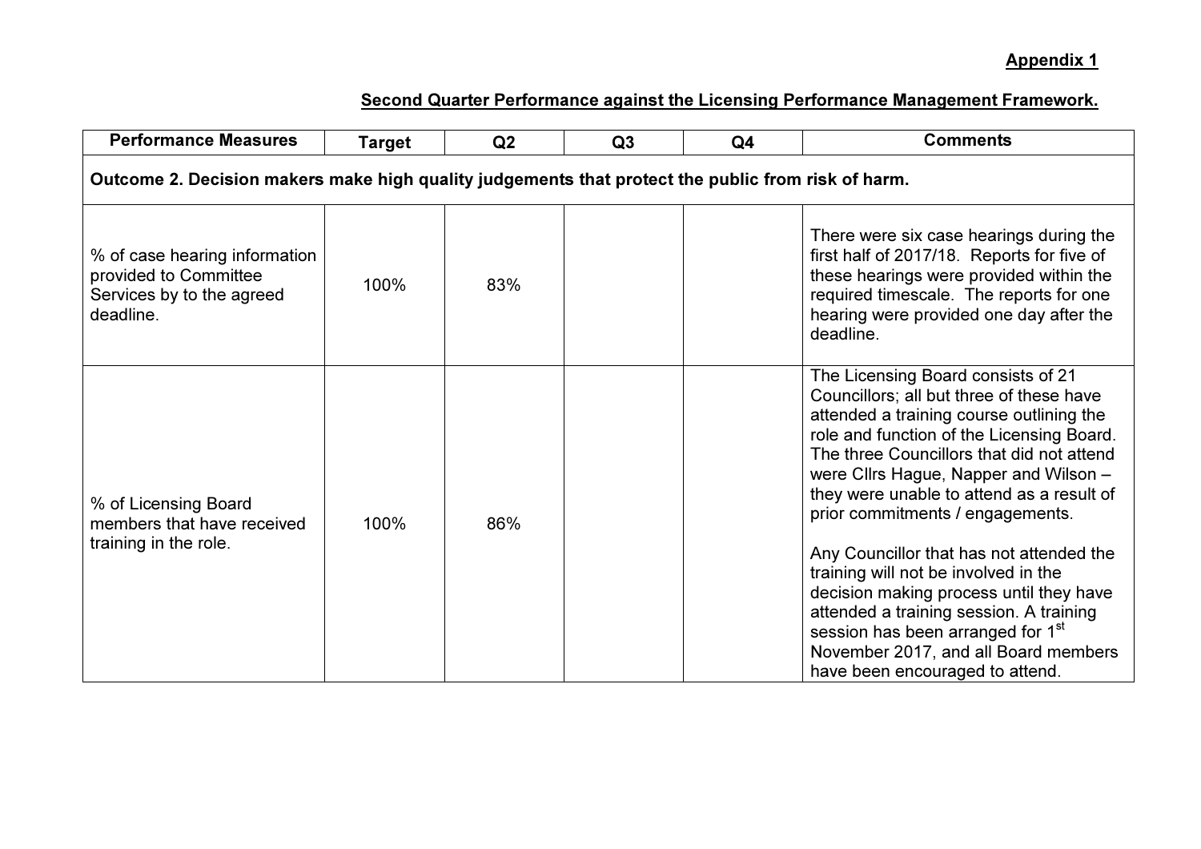**Appendix 1**

**Second Quarter Performance against the Licensing Performance Management Framework.**

| Performance Measures | Target | Q2 | Q3 | Q4 | Comments |
|---|---|---|---|---|---|
| **Outcome 2. Decision makers make high quality judgements that protect the public from risk of harm.** | | | | | |
| % of case hearing information provided to Committee Services by to the agreed deadline. | 100% | 83% | | | There were six case hearings during the first half of 2017/18. Reports for five of these hearings were provided within the required timescale. The reports for one hearing were provided one day after the deadline. |
| % of Licensing Board members that have received training in the role. | 100% | 86% | | | The Licensing Board consists of 21 Councillors; all but three of these have attended a training course outlining the role and function of the Licensing Board. The three Councillors that did not attend were Cllrs Hague, Napper and Wilson – they were unable to attend as a result of prior commitments / engagements.<br><br>Any Councillor that has not attended the training will not be involved in the decision making process until they have attended a training session. A training session has been arranged for 1st November 2017, and all Board members have been encouraged to attend. |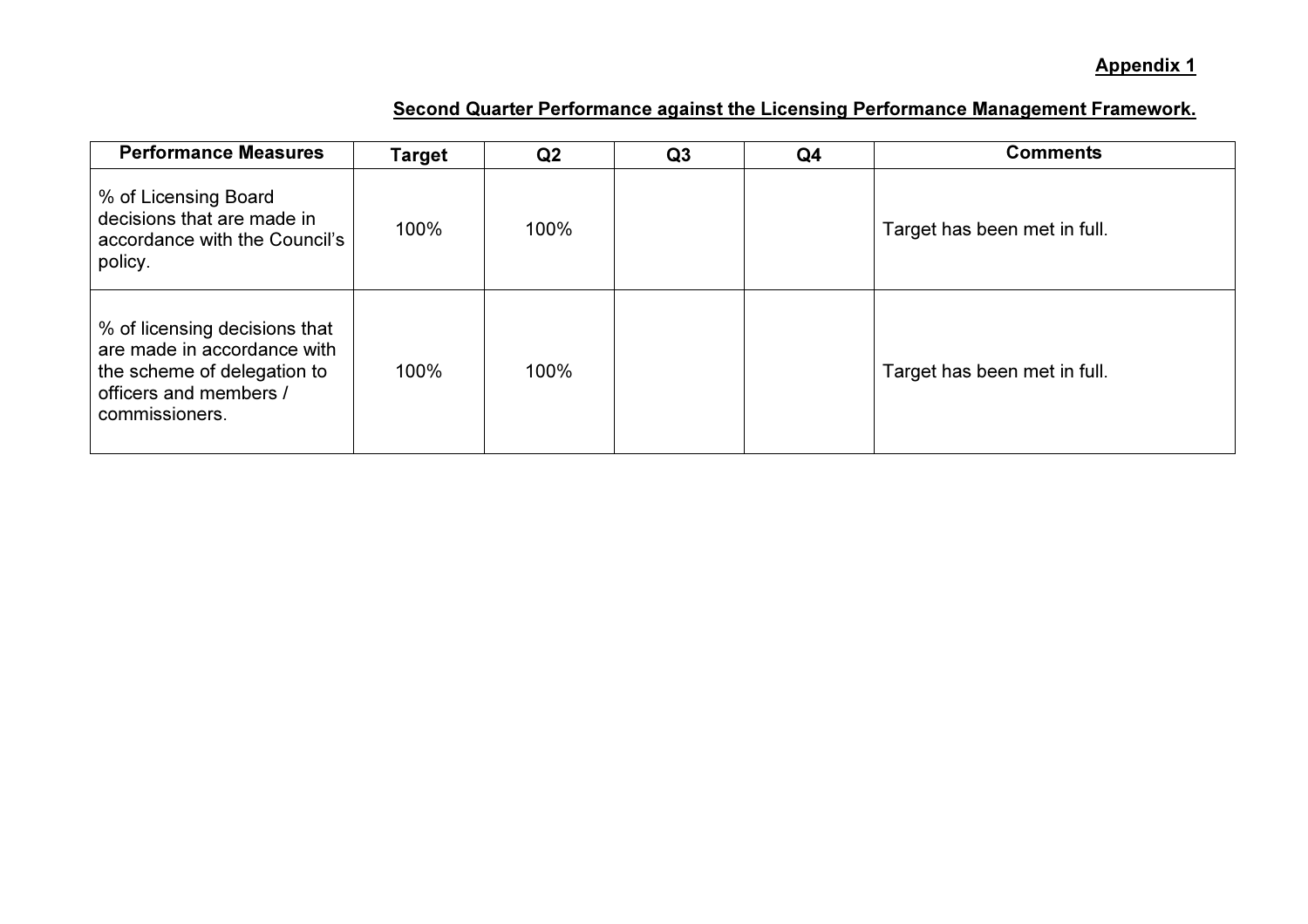**Appendix 1**

**Second Quarter Performance against the Licensing Performance Management Framework.**

| Performance Measures | Target | Q2 | Q3 | Q4 | Comments |
|---|---|---|---|---|---|
| % of Licensing Board decisions that are made in accordance with the Council's policy. | 100% | 100% | | | Target has been met in full. |
| % of licensing decisions that are made in accordance with the scheme of delegation to officers and members / commissioners. | 100% | 100% | | | Target has been met in full. |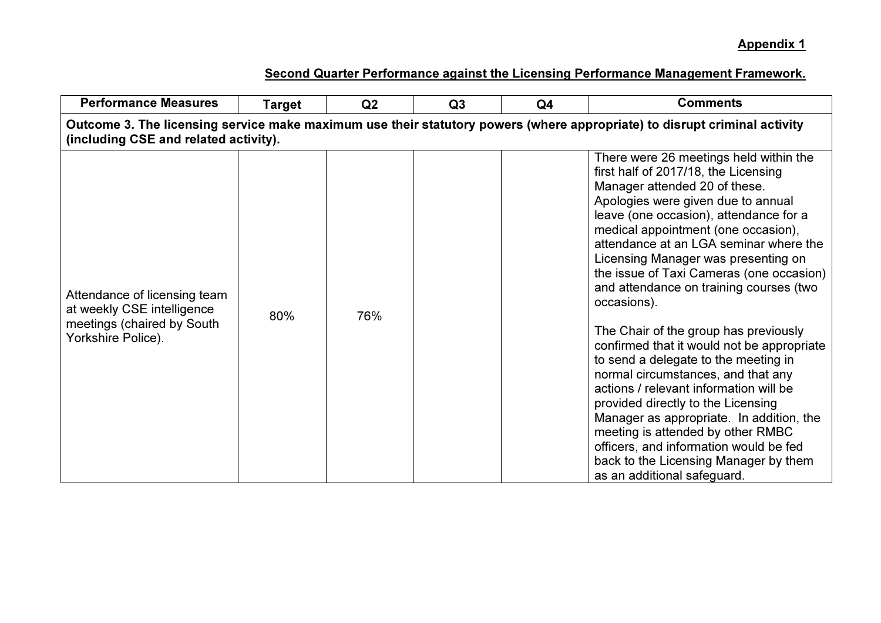**Appendix 1**

**Second Quarter Performance against the Licensing Performance Management Framework.**

| Performance Measures | Target | Q2 | Q3 | Q4 | Comments |
|---|---|---|---|---|---|
| **Outcome 3. The licensing service make maximum use their statutory powers (where appropriate) to disrupt criminal activity (including CSE and related activity).** | | | | | |
| Attendance of licensing team at weekly CSE intelligence meetings (chaired by South Yorkshire Police). | 80% | 76% | | | There were 26 meetings held within the first half of 2017/18, the Licensing Manager attended 20 of these. Apologies were given due to annual leave (one occasion), attendance for a medical appointment (one occasion), attendance at an LGA seminar where the Licensing Manager was presenting on the issue of Taxi Cameras (one occasion) and attendance on training courses (two occasions).<br><br>The Chair of the group has previously confirmed that it would not be appropriate to send a delegate to the meeting in normal circumstances, and that any actions / relevant information will be provided directly to the Licensing Manager as appropriate. In addition, the meeting is attended by other RMBC officers, and information would be fed back to the Licensing Manager by them as an additional safeguard. |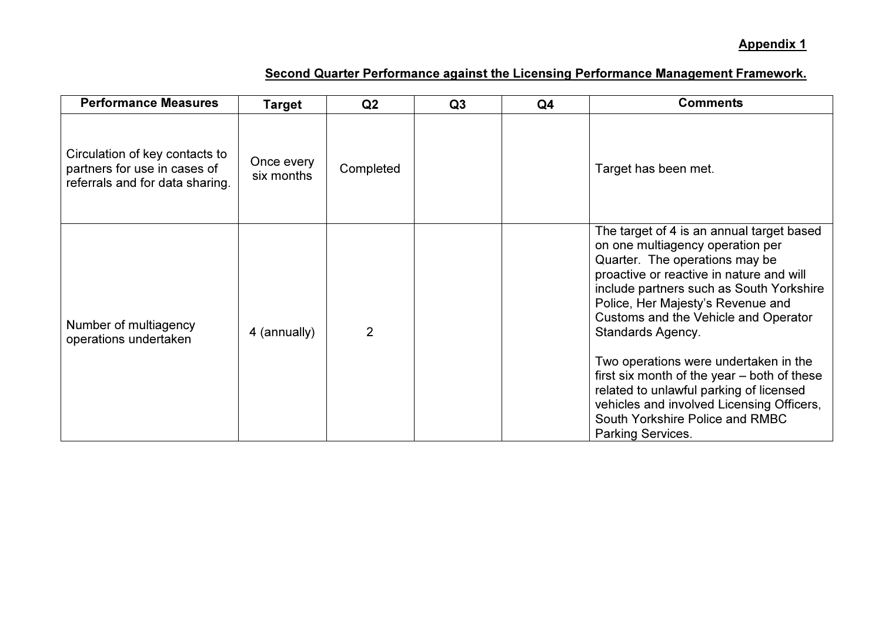**Appendix 1**

**Second Quarter Performance against the Licensing Performance Management Framework.**

| Performance Measures | Target | Q2 | Q3 | Q4 | Comments |
|---|---|---|---|---|---|
| Circulation of key contacts to partners for use in cases of referrals and for data sharing. | Once every six months | Completed | | | Target has been met. |
| Number of multiagency operations undertaken | 4 (annually) | 2 | | | The target of 4 is an annual target based on one multiagency operation per Quarter. The operations may be proactive or reactive in nature and will include partners such as South Yorkshire Police, Her Majesty's Revenue and Customs and the Vehicle and Operator Standards Agency.<br><br>Two operations were undertaken in the first six month of the year – both of these related to unlawful parking of licensed vehicles and involved Licensing Officers, South Yorkshire Police and RMBC Parking Services. |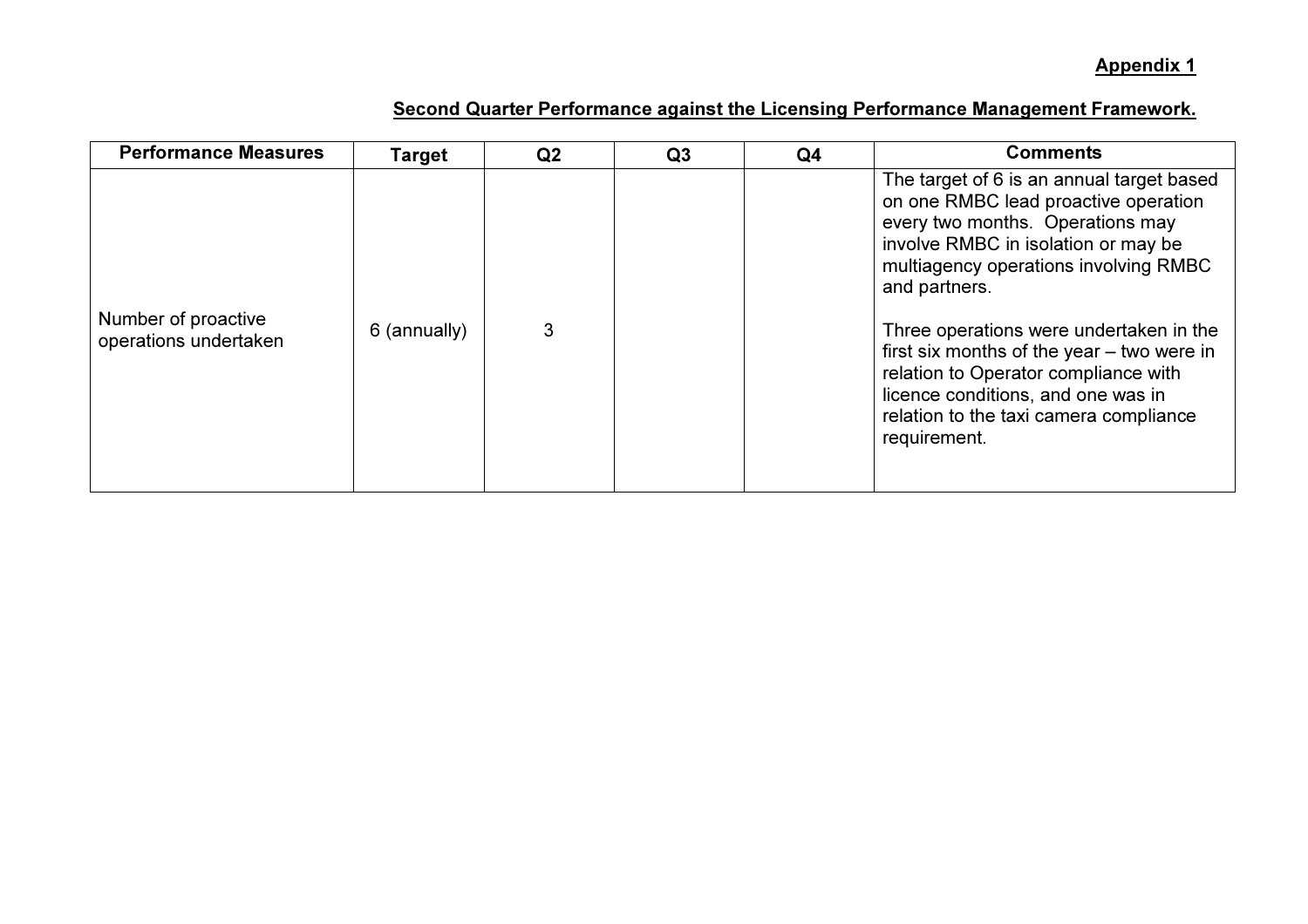**Appendix 1**

**Second Quarter Performance against the Licensing Performance Management Framework.**

| Performance Measures | Target | Q2 | Q3 | Q4 | Comments |
|---|---|---|---|---|---|
| Number of proactive operations undertaken | 6 (annually) | 3 | | | The target of 6 is an annual target based on one RMBC lead proactive operation every two months. Operations may involve RMBC in isolation or may be multiagency operations involving RMBC and partners.<br><br>Three operations were undertaken in the first six months of the year – two were in relation to Operator compliance with licence conditions, and one was in relation to the taxi camera compliance requirement. |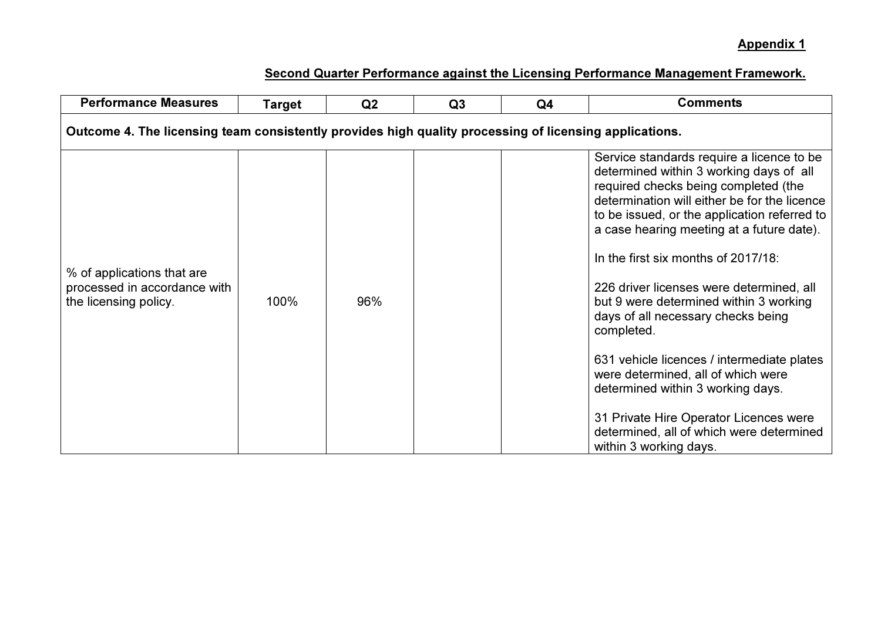**Appendix 1**

**Second Quarter Performance against the Licensing Performance Management Framework.**

| Performance Measures | Target | Q2 | Q3 | Q4 | Comments |
|---|---|---|---|---|---|
| **Outcome 4. The licensing team consistently provides high quality processing of licensing applications.** | | | | | |
| % of applications that are processed in accordance with the licensing policy. | 100% | 96% | | | Service standards require a licence to be determined within 3 working days of all required checks being completed (the determination will either be for the licence to be issued, or the application referred to a case hearing meeting at a future date).<br><br>In the first six months of 2017/18:<br><br>226 driver licenses were determined, all but 9 were determined within 3 working days of all necessary checks being completed.<br><br>631 vehicle licences / intermediate plates were determined, all of which were determined within 3 working days.<br><br>31 Private Hire Operator Licences were determined, all of which were determined within 3 working days. |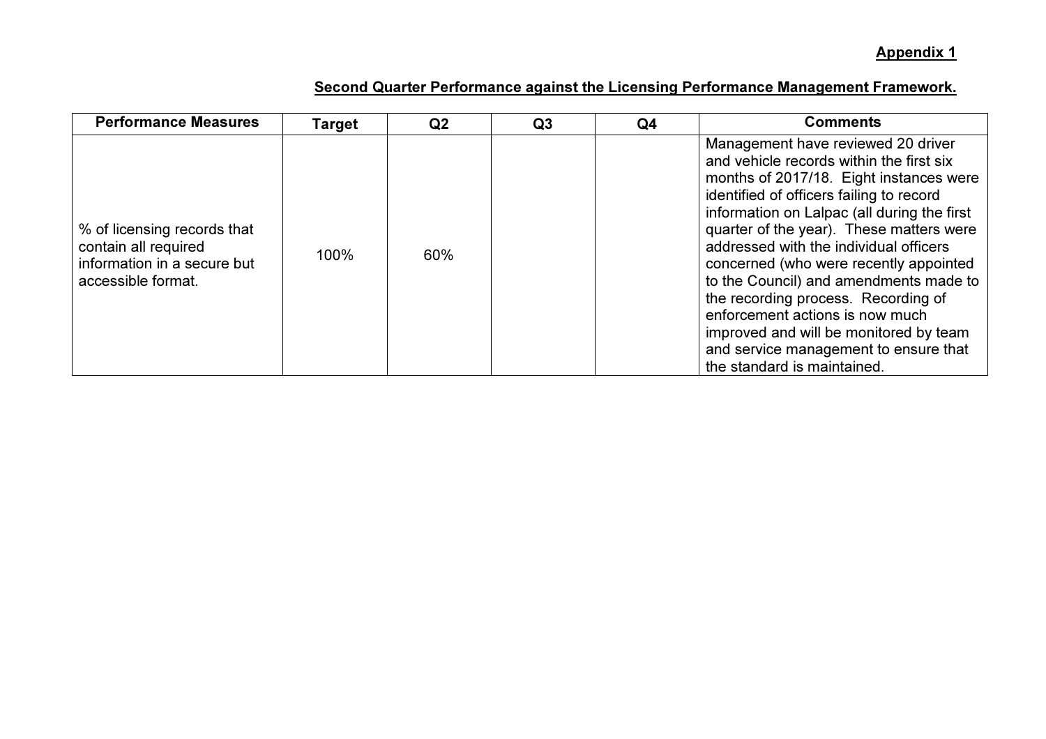**Appendix 1**

**Second Quarter Performance against the Licensing Performance Management Framework.**

| Performance Measures | Target | Q2 | Q3 | Q4 | Comments |
|---|---|---|---|---|---|
| % of licensing records that contain all required information in a secure but accessible format. | 100% | 60% | | | Management have reviewed 20 driver and vehicle records within the first six months of 2017/18. Eight instances were identified of officers failing to record information on Lalpac (all during the first quarter of the year). These matters were addressed with the individual officers concerned (who were recently appointed to the Council) and amendments made to the recording process. Recording of enforcement actions is now much improved and will be monitored by team and service management to ensure that the standard is maintained. |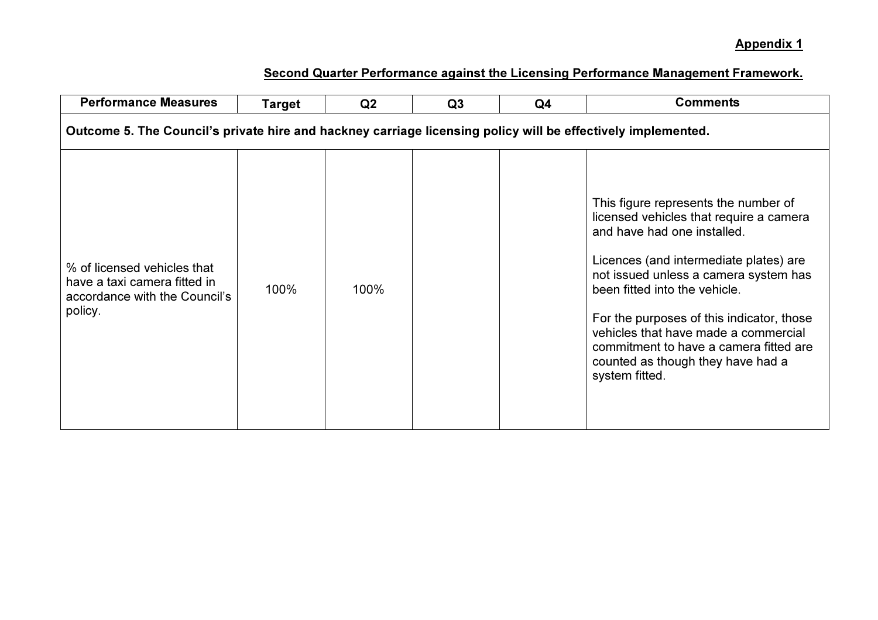**Appendix 1**

**Second Quarter Performance against the Licensing Performance Management Framework.**

| Performance Measures | Target | Q2 | Q3 | Q4 | Comments |
|---|---|---|---|---|---|
| **Outcome 5. The Council's private hire and hackney carriage licensing policy will be effectively implemented.** | | | | | |
| % of licensed vehicles that have a taxi camera fitted in accordance with the Council's policy. | 100% | 100% | | | This figure represents the number of licensed vehicles that require a camera and have had one installed.<br><br>Licences (and intermediate plates) are not issued unless a camera system has been fitted into the vehicle.<br><br>For the purposes of this indicator, those vehicles that have made a commercial commitment to have a camera fitted are counted as though they have had a system fitted. |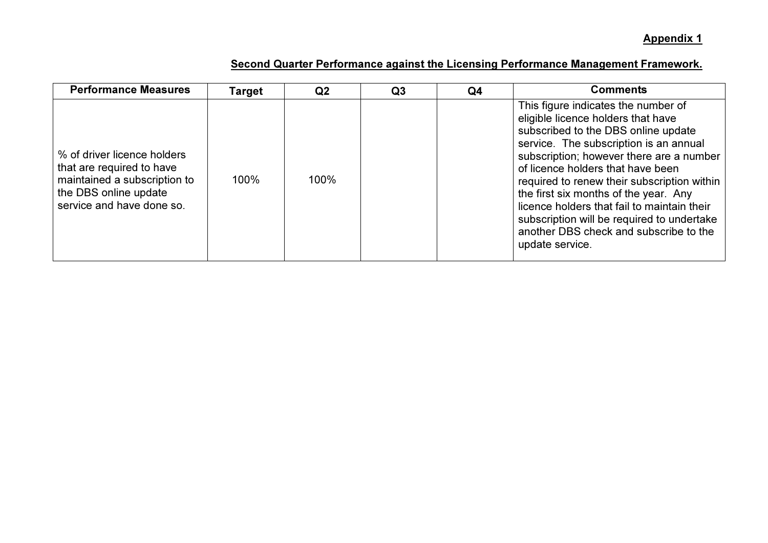**Appendix 1**

**Second Quarter Performance against the Licensing Performance Management Framework.**

| Performance Measures | Target | Q2 | Q3 | Q4 | Comments |
|---|---|---|---|---|---|
| % of driver licence holders that are required to have maintained a subscription to the DBS online update service and have done so. | 100% | 100% | | | This figure indicates the number of eligible licence holders that have subscribed to the DBS online update service. The subscription is an annual subscription; however there are a number of licence holders that have been required to renew their subscription within the first six months of the year. Any licence holders that fail to maintain their subscription will be required to undertake another DBS check and subscribe to the update service. |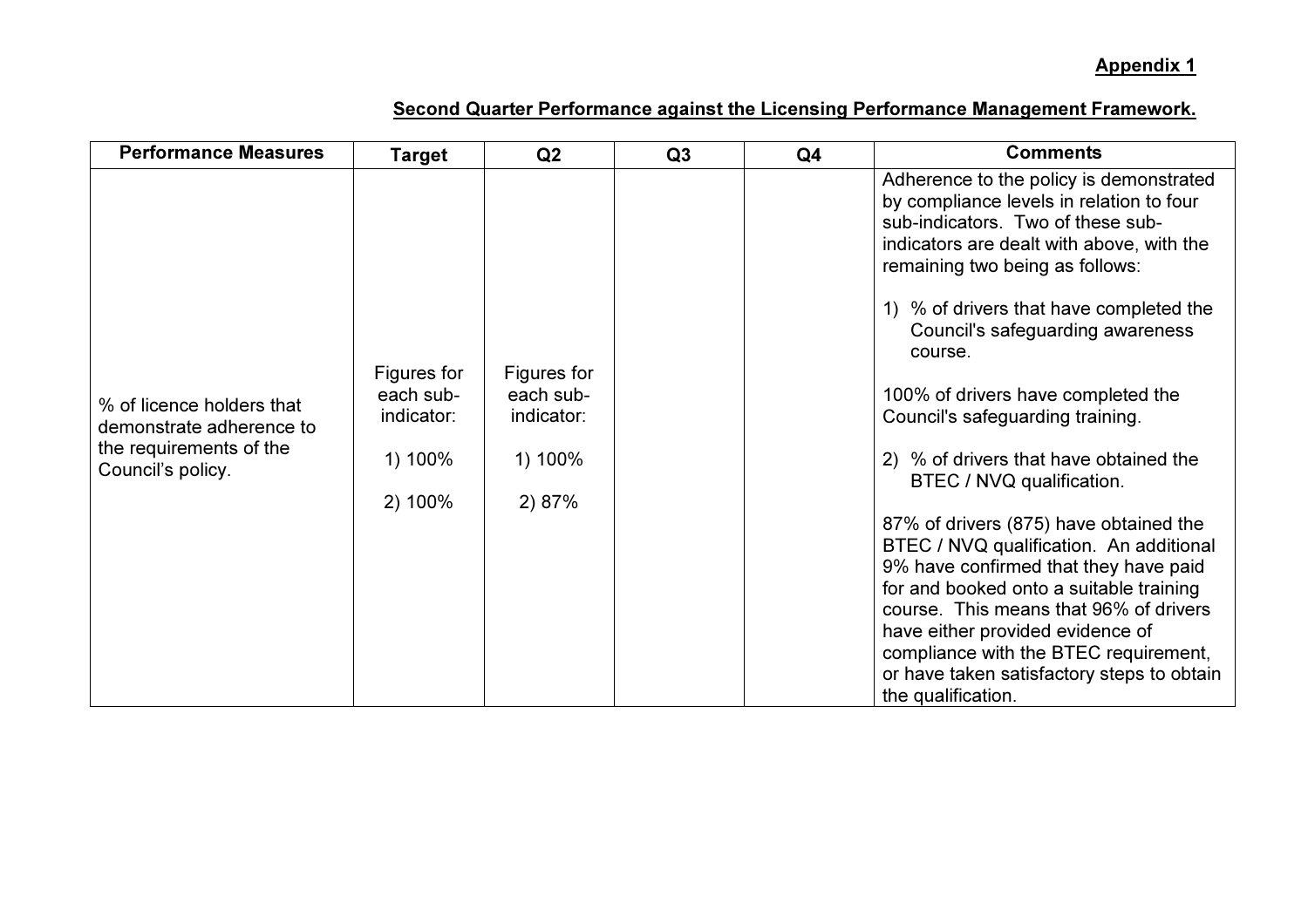**Appendix 1**

**Second Quarter Performance against the Licensing Performance Management Framework.**

| Performance Measures | Target | Q2 | Q3 | Q4 | Comments |
|---|---|---|---|---|---|
| % of licence holders that demonstrate adherence to the requirements of the Council's policy. | Figures for each sub-indicator:<br><br>1) 100%<br><br>2) 100% | Figures for each sub-indicator:<br><br>1) 100%<br><br>2) 87% | | | Adherence to the policy is demonstrated by compliance levels in relation to four sub-indicators. Two of these sub-indicators are dealt with above, with the remaining two being as follows:<br><br>1) % of drivers that have completed the Council's safeguarding awareness course.<br><br>100% of drivers have completed the Council's safeguarding training.<br><br>2) % of drivers that have obtained the BTEC / NVQ qualification.<br><br>87% of drivers (875) have obtained the BTEC / NVQ qualification. An additional 9% have confirmed that they have paid for and booked onto a suitable training course. This means that 96% of drivers have either provided evidence of compliance with the BTEC requirement, or have taken satisfactory steps to obtain the qualification. |